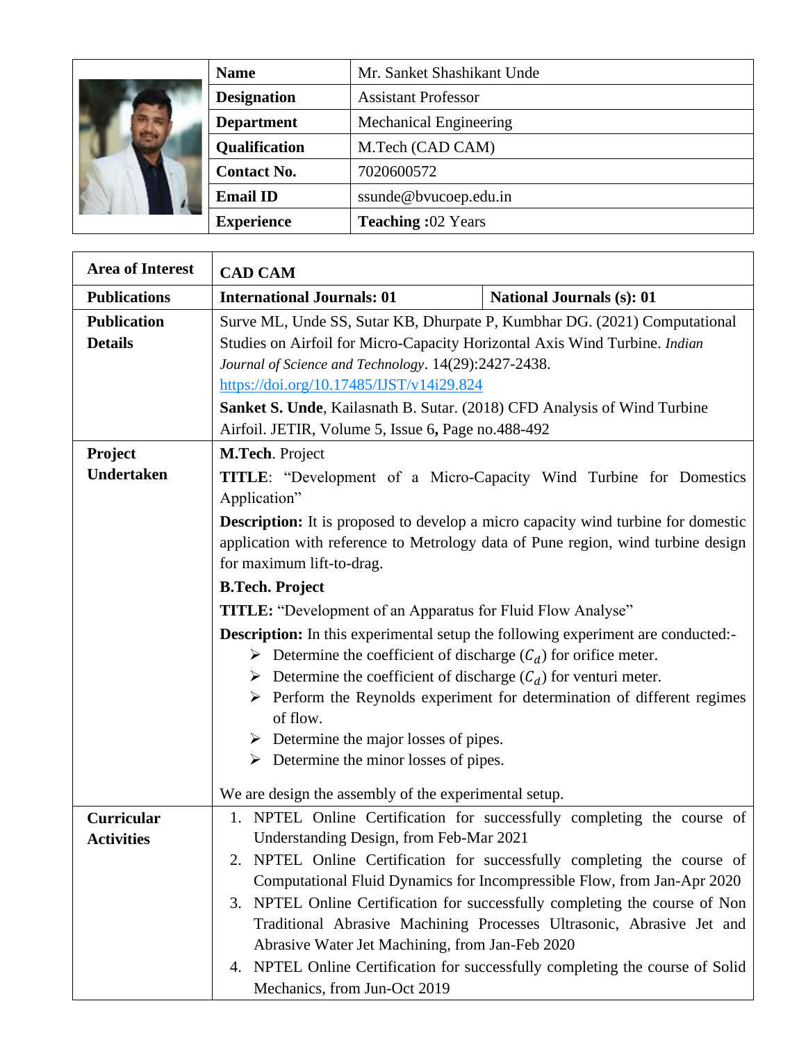| Name | Mr. Sanket Shashikant Unde |
| --- | --- |
| **Designation** | Assistant Professor |
| **Department** | Mechanical Engineering |
| **Qualification** | M.Tech (CAD CAM) |
| **Contact No.** | 7020600572 |
| **Email ID** | ssunde@bvucoep.edu.in |
| **Experience** | **Teaching :**02 Years |

| **Area of Interest** | **CAD CAM** | |
| --- | --- | --- |
| **Publications** | **International Journals: 01** | **National Journals (s): 01** |
| **Publication Details** | Surve ML, Unde SS, Sutar KB, Dhurpate P, Kumbhar DG. (2021) Computational Studies on Airfoil for Micro-Capacity Horizontal Axis Wind Turbine. *Indian Journal of Science and Technology*. 14(29):2427-2438. https://doi.org/10.17485/IJST/v14i29.824<br>**Sanket S. Unde**, Kailasnath B. Sutar. (2018) CFD Analysis of Wind Turbine Airfoil. JETIR, Volume 5, Issue 6**,** Page no.488-492 | |
| **Project Undertaken** | **M.Tech**. Project<br>**TITLE**: "Development of a Micro-Capacity Wind Turbine for Domestics Application"<br>**Description:** It is proposed to develop a micro capacity wind turbine for domestic application with reference to Metrology data of Pune region, wind turbine design for maximum lift-to-drag.<br>**B.Tech. Project**<br>**TITLE:** "Development of an Apparatus for Fluid Flow Analyse"<br>**Description:** In this experimental setup the following experiment are conducted:-<br>➢ Determine the coefficient of discharge ($C_d$) for orifice meter.<br>➢ Determine the coefficient of discharge ($C_d$) for venturi meter.<br>➢ Perform the Reynolds experiment for determination of different regimes of flow.<br>➢ Determine the major losses of pipes.<br>➢ Determine the minor losses of pipes.<br><br>We are design the assembly of the experimental setup. | |
| **Curricular Activities** | 1. NPTEL Online Certification for successfully completing the course of Understanding Design, from Feb-Mar 2021<br>2. NPTEL Online Certification for successfully completing the course of Computational Fluid Dynamics for Incompressible Flow, from Jan-Apr 2020<br>3. NPTEL Online Certification for successfully completing the course of Non Traditional Abrasive Machining Processes Ultrasonic, Abrasive Jet and Abrasive Water Jet Machining, from Jan-Feb 2020<br>4. NPTEL Online Certification for successfully completing the course of Solid Mechanics, from Jun-Oct 2019 | |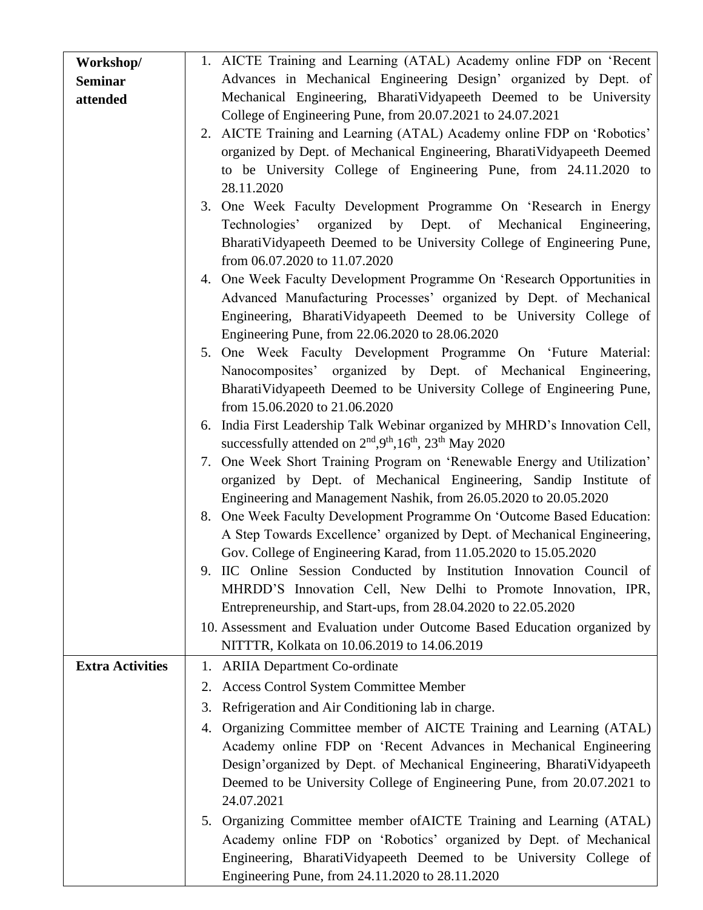| | |
|---|---|
| **Workshop/ Seminar attended** | 1. AICTE Training and Learning (ATAL) Academy online FDP on 'Recent Advances in Mechanical Engineering Design' organized by Dept. of Mechanical Engineering, BharatiVidyapeeth Deemed to be University College of Engineering Pune, from 20.07.2021 to 24.07.2021<br>2. AICTE Training and Learning (ATAL) Academy online FDP on 'Robotics' organized by Dept. of Mechanical Engineering, BharatiVidyapeeth Deemed to be University College of Engineering Pune, from 24.11.2020 to 28.11.2020<br>3. One Week Faculty Development Programme On 'Research in Energy Technologies' organized by Dept. of Mechanical Engineering, BharatiVidyapeeth Deemed to be University College of Engineering Pune, from 06.07.2020 to 11.07.2020<br>4. One Week Faculty Development Programme On 'Research Opportunities in Advanced Manufacturing Processes' organized by Dept. of Mechanical Engineering, BharatiVidyapeeth Deemed to be University College of Engineering Pune, from 22.06.2020 to 28.06.2020<br>5. One Week Faculty Development Programme On 'Future Material: Nanocomposites' organized by Dept. of Mechanical Engineering, BharatiVidyapeeth Deemed to be University College of Engineering Pune, from 15.06.2020 to 21.06.2020<br>6. India First Leadership Talk Webinar organized by MHRD's Innovation Cell, successfully attended on 2nd,9th,16th, 23th May 2020<br>7. One Week Short Training Program on 'Renewable Energy and Utilization' organized by Dept. of Mechanical Engineering, Sandip Institute of Engineering and Management Nashik, from 26.05.2020 to 20.05.2020<br>8. One Week Faculty Development Programme On 'Outcome Based Education: A Step Towards Excellence' organized by Dept. of Mechanical Engineering, Gov. College of Engineering Karad, from 11.05.2020 to 15.05.2020<br>9. IIC Online Session Conducted by Institution Innovation Council of MHRDD'S Innovation Cell, New Delhi to Promote Innovation, IPR, Entrepreneurship, and Start-ups, from 28.04.2020 to 22.05.2020<br>10. Assessment and Evaluation under Outcome Based Education organized by NITTTR, Kolkata on 10.06.2019 to 14.06.2019 |
| **Extra Activities** | 1. ARIIA Department Co-ordinate<br>2. Access Control System Committee Member<br>3. Refrigeration and Air Conditioning lab in charge.<br>4. Organizing Committee member of AICTE Training and Learning (ATAL) Academy online FDP on 'Recent Advances in Mechanical Engineering Design'organized by Dept. of Mechanical Engineering, BharatiVidyapeeth Deemed to be University College of Engineering Pune, from 20.07.2021 to 24.07.2021<br>5. Organizing Committee member ofAICTE Training and Learning (ATAL) Academy online FDP on 'Robotics' organized by Dept. of Mechanical Engineering, BharatiVidyapeeth Deemed to be University College of Engineering Pune, from 24.11.2020 to 28.11.2020 |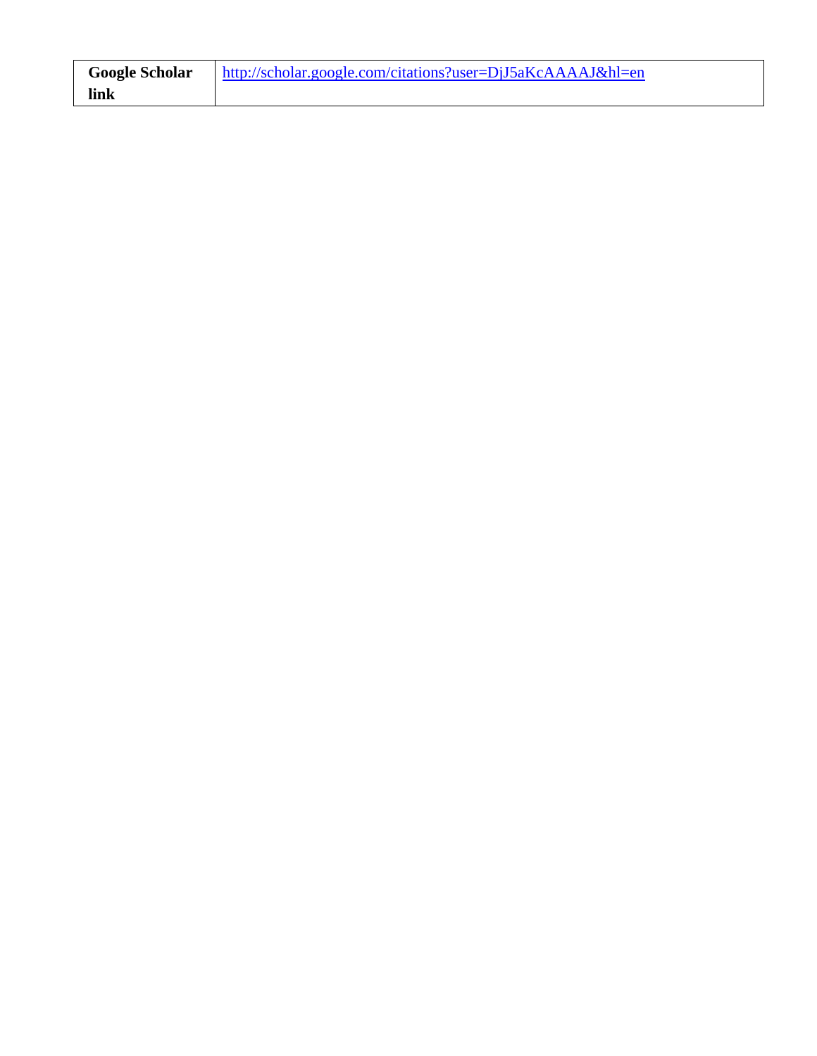| | |
|---|---|
| **Google Scholar link** | http://scholar.google.com/citations?user=DjJ5aKcAAAAJ&hl=en |